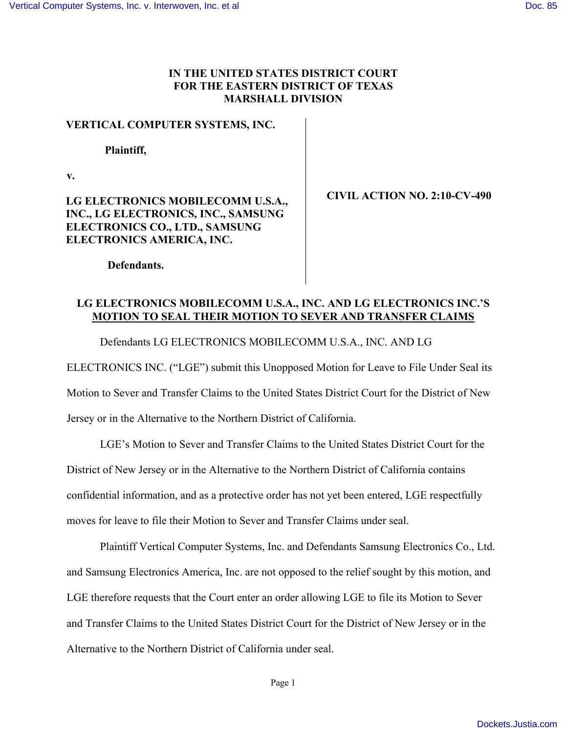# IN THE UNITED STATES DISTRICT COURT FOR THE EASTERN DISTRICT OF TEXAS MARSHALL DIVISION

**VERTICAL COMPUTER SYSTEMS, INC.**

**Plaintiff,**

**v.**

**LG ELECTRONICS MOBILECOMM U.S.A., INC., LG ELECTRONICS, INC., SAMSUNG ELECTRONICS CO., LTD., SAMSUNG ELECTRONICS AMERICA, INC.**

**Defendants.**

**CIVIL ACTION NO. 2:10-CV-490**

## LG ELECTRONICS MOBILECOMM U.S.A., INC. AND LG ELECTRONICS INC.'S MOTION TO SEAL THEIR MOTION TO SEVER AND TRANSFER CLAIMS

Defendants LG ELECTRONICS MOBILECOMM U.S.A., INC. AND LG ELECTRONICS INC. ("LGE") submit this Unopposed Motion for Leave to File Under Seal its Motion to Sever and Transfer Claims to the United States District Court for the District of New Jersey or in the Alternative to the Northern District of California.

LGE's Motion to Sever and Transfer Claims to the United States District Court for the District of New Jersey or in the Alternative to the Northern District of California contains confidential information, and as a protective order has not yet been entered, LGE respectfully moves for leave to file their Motion to Sever and Transfer Claims under seal.

Plaintiff Vertical Computer Systems, Inc. and Defendants Samsung Electronics Co., Ltd. and Samsung Electronics America, Inc. are not opposed to the relief sought by this motion, and LGE therefore requests that the Court enter an order allowing LGE to file its Motion to Sever and Transfer Claims to the United States District Court for the District of New Jersey or in the Alternative to the Northern District of California under seal.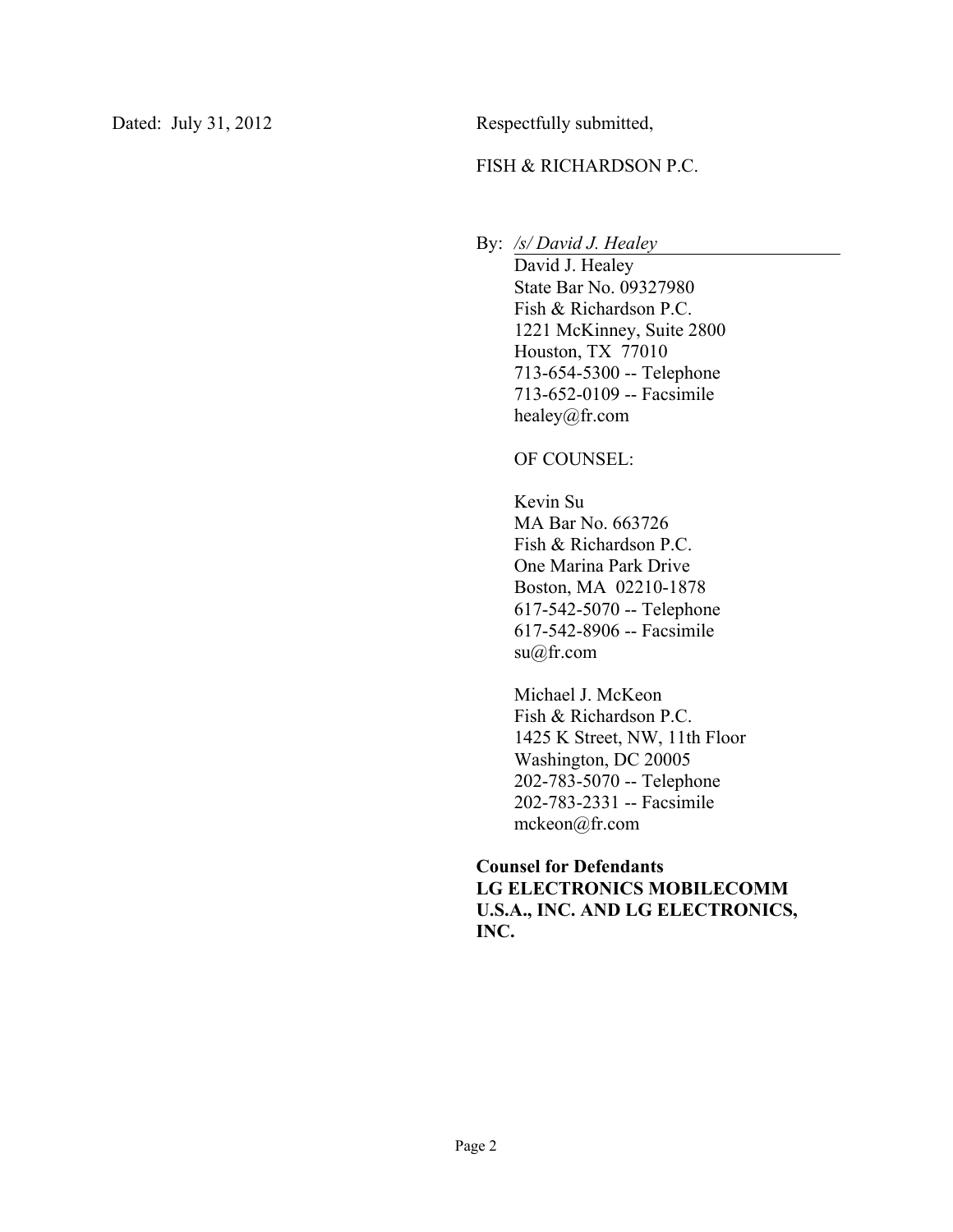Dated: July 31, 2012

Respectfully submitted,

FISH & RICHARDSON P.C.

By: */s/ David J. Healey*

David J. Healey
State Bar No. 09327980
Fish & Richardson P.C.
1221 McKinney, Suite 2800
Houston, TX 77010
713-654-5300 -- Telephone
713-652-0109 -- Facsimile
healey@fr.com

OF COUNSEL:

Kevin Su
MA Bar No. 663726
Fish & Richardson P.C.
One Marina Park Drive
Boston, MA 02210-1878
617-542-5070 -- Telephone
617-542-8906 -- Facsimile
su@fr.com

Michael J. McKeon
Fish & Richardson P.C.
1425 K Street, NW, 11th Floor
Washington, DC 20005
202-783-5070 -- Telephone
202-783-2331 -- Facsimile
mckeon@fr.com

**Counsel for Defendants LG ELECTRONICS MOBILECOMM U.S.A., INC. AND LG ELECTRONICS, INC.**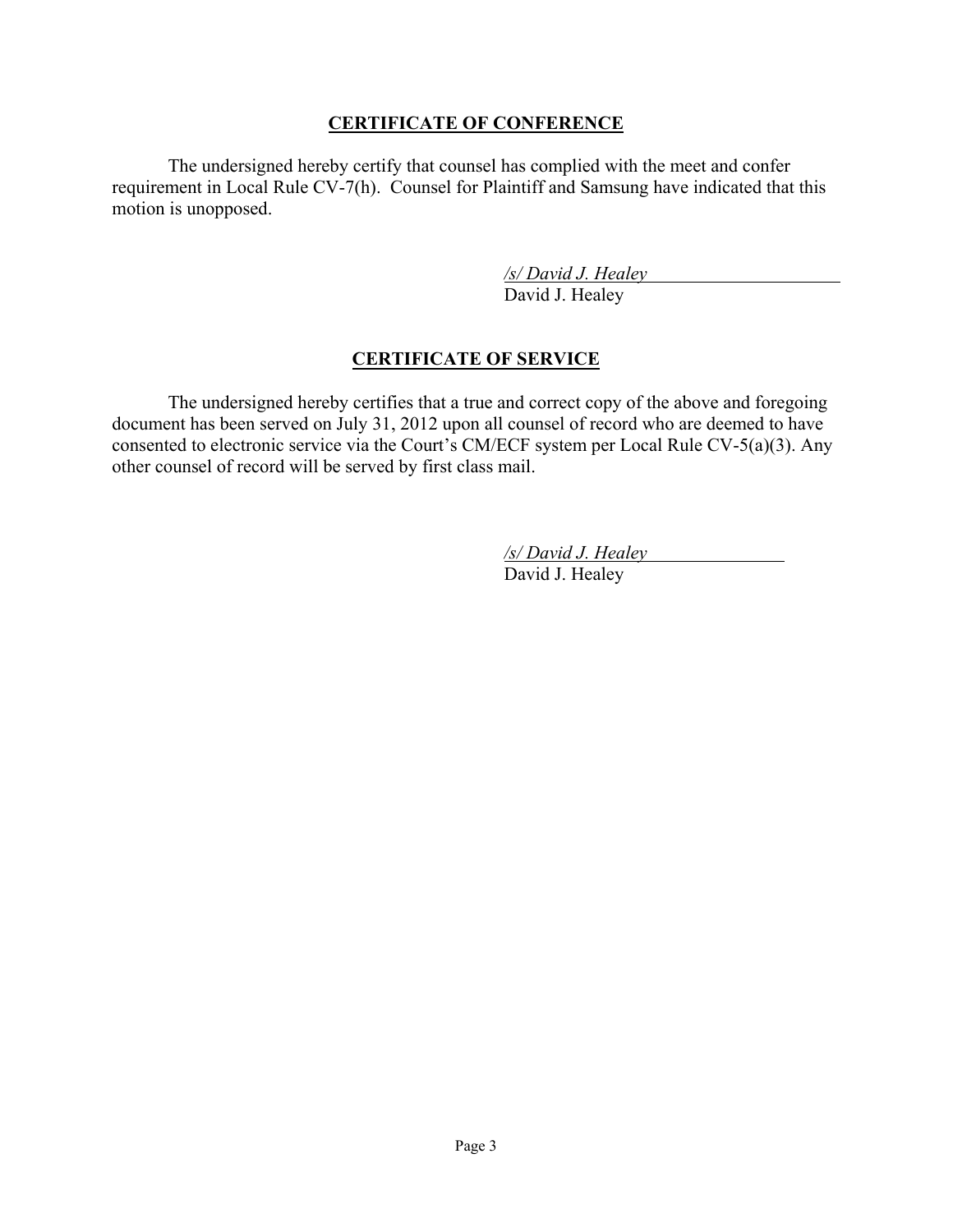## CERTIFICATE OF CONFERENCE

The undersigned hereby certify that counsel has complied with the meet and confer requirement in Local Rule CV-7(h). Counsel for Plaintiff and Samsung have indicated that this motion is unopposed.

*/s/ David J. Healey*
David J. Healey

## CERTIFICATE OF SERVICE

The undersigned hereby certifies that a true and correct copy of the above and foregoing document has been served on July 31, 2012 upon all counsel of record who are deemed to have consented to electronic service via the Court's CM/ECF system per Local Rule CV-5(a)(3). Any other counsel of record will be served by first class mail.

*/s/ David J. Healey*
David J. Healey